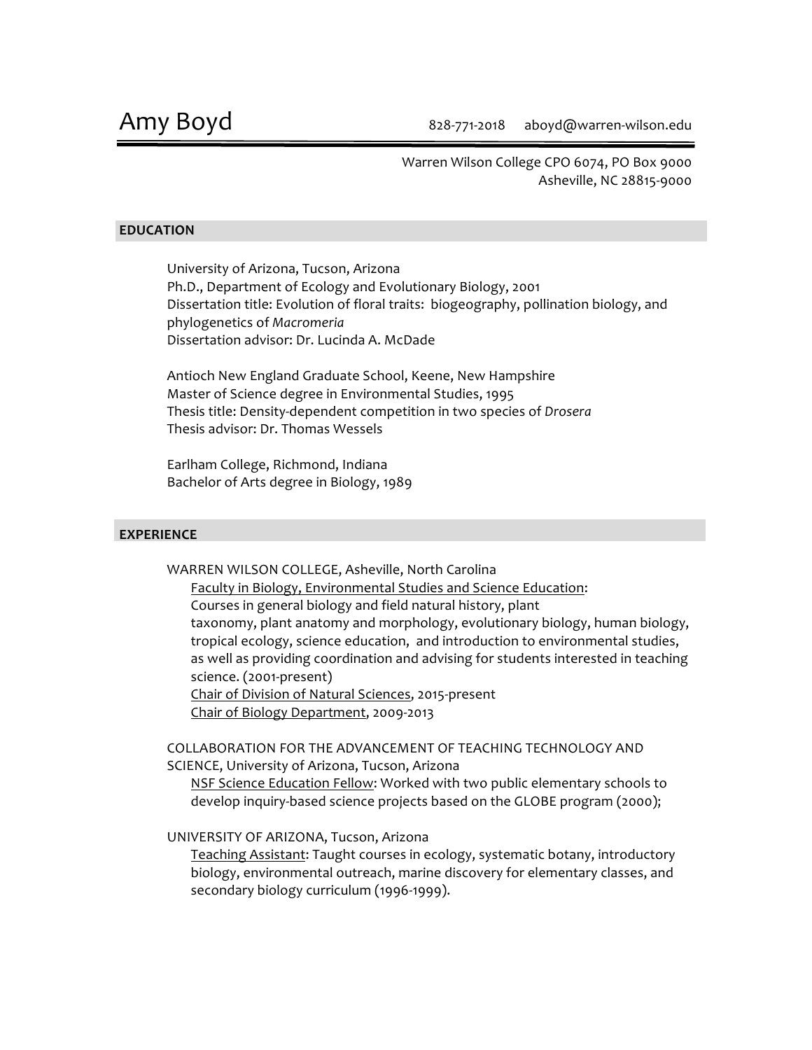# Amy Boyd

828-771-2018 aboyd@warren-wilson.edu

Warren Wilson College CPO 6074, PO Box 9000
Asheville, NC 28815-9000

## EDUCATION

University of Arizona, Tucson, Arizona
Ph.D., Department of Ecology and Evolutionary Biology, 2001
Dissertation title: Evolution of floral traits: biogeography, pollination biology, and phylogenetics of *Macromeria*
Dissertation advisor: Dr. Lucinda A. McDade

Antioch New England Graduate School, Keene, New Hampshire
Master of Science degree in Environmental Studies, 1995
Thesis title: Density-dependent competition in two species of *Drosera*
Thesis advisor: Dr. Thomas Wessels

Earlham College, Richmond, Indiana
Bachelor of Arts degree in Biology, 1989

## EXPERIENCE

WARREN WILSON COLLEGE, Asheville, North Carolina

Faculty in Biology, Environmental Studies and Science Education: Courses in general biology and field natural history, plant taxonomy, plant anatomy and morphology, evolutionary biology, human biology, tropical ecology, science education, and introduction to environmental studies, as well as providing coordination and advising for students interested in teaching science. (2001-present)

Chair of Division of Natural Sciences, 2015-present

Chair of Biology Department, 2009-2013

COLLABORATION FOR THE ADVANCEMENT OF TEACHING TECHNOLOGY AND SCIENCE, University of Arizona, Tucson, Arizona

NSF Science Education Fellow: Worked with two public elementary schools to develop inquiry-based science projects based on the GLOBE program (2000);

UNIVERSITY OF ARIZONA, Tucson, Arizona

Teaching Assistant: Taught courses in ecology, systematic botany, introductory biology, environmental outreach, marine discovery for elementary classes, and secondary biology curriculum (1996-1999).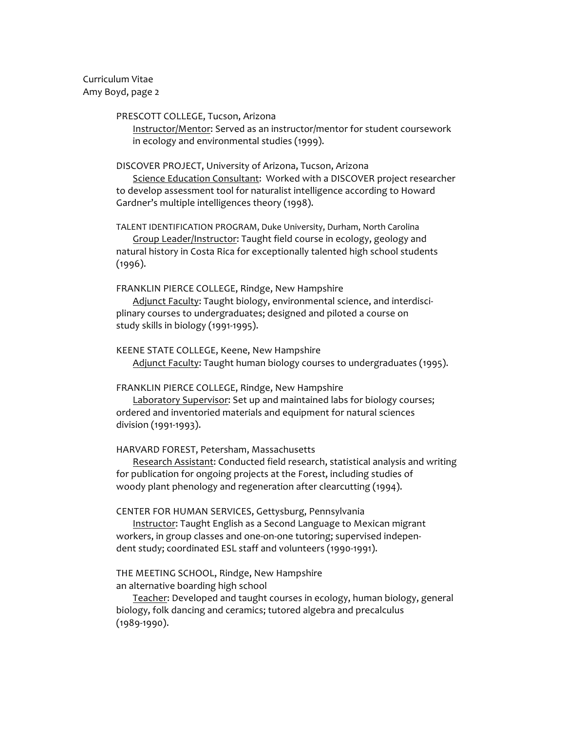PRESCOTT COLLEGE, Tucson, Arizona

Instructor/Mentor: Served as an instructor/mentor for student coursework in ecology and environmental studies (1999).

DISCOVER PROJECT, University of Arizona, Tucson, Arizona

Science Education Consultant: Worked with a DISCOVER project researcher to develop assessment tool for naturalist intelligence according to Howard Gardner's multiple intelligences theory (1998).

TALENT IDENTIFICATION PROGRAM, Duke University, Durham, North Carolina

Group Leader/Instructor: Taught field course in ecology, geology and natural history in Costa Rica for exceptionally talented high school students (1996).

FRANKLIN PIERCE COLLEGE, Rindge, New Hampshire

Adjunct Faculty: Taught biology, environmental science, and interdisciplinary courses to undergraduates; designed and piloted a course on study skills in biology (1991-1995).

KEENE STATE COLLEGE, Keene, New Hampshire

Adjunct Faculty: Taught human biology courses to undergraduates (1995).

FRANKLIN PIERCE COLLEGE, Rindge, New Hampshire

Laboratory Supervisor: Set up and maintained labs for biology courses; ordered and inventoried materials and equipment for natural sciences division (1991-1993).

HARVARD FOREST, Petersham, Massachusetts

Research Assistant: Conducted field research, statistical analysis and writing for publication for ongoing projects at the Forest, including studies of woody plant phenology and regeneration after clearcutting (1994).

CENTER FOR HUMAN SERVICES, Gettysburg, Pennsylvania

Instructor: Taught English as a Second Language to Mexican migrant workers, in group classes and one-on-one tutoring; supervised independent study; coordinated ESL staff and volunteers (1990-1991).

THE MEETING SCHOOL, Rindge, New Hampshire
an alternative boarding high school

Teacher: Developed and taught courses in ecology, human biology, general biology, folk dancing and ceramics; tutored algebra and precalculus (1989-1990).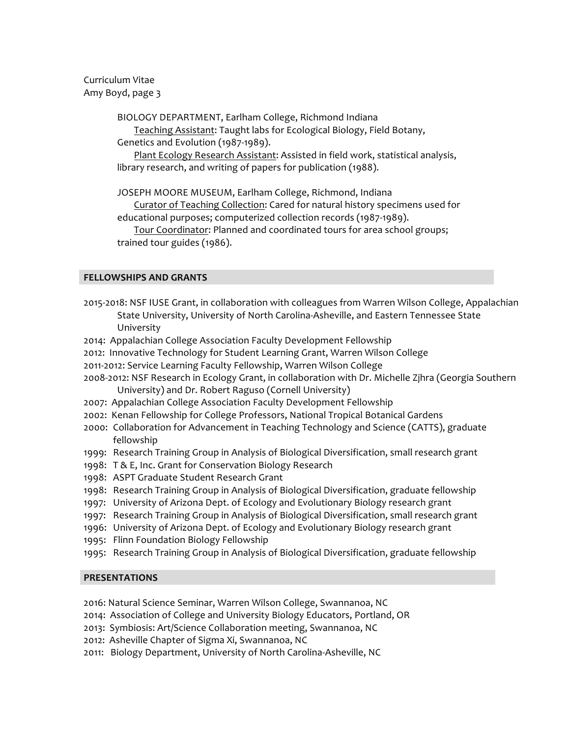BIOLOGY DEPARTMENT, Earlham College, Richmond Indiana

Teaching Assistant: Taught labs for Ecological Biology, Field Botany, Genetics and Evolution (1987-1989).

Plant Ecology Research Assistant: Assisted in field work, statistical analysis, library research, and writing of papers for publication (1988).

JOSEPH MOORE MUSEUM, Earlham College, Richmond, Indiana

Curator of Teaching Collection: Cared for natural history specimens used for educational purposes; computerized collection records (1987-1989).

Tour Coordinator: Planned and coordinated tours for area school groups; trained tour guides (1986).

## FELLOWSHIPS AND GRANTS

- 2015-2018: NSF IUSE Grant, in collaboration with colleagues from Warren Wilson College, Appalachian State University, University of North Carolina-Asheville, and Eastern Tennessee State University
- 2014: Appalachian College Association Faculty Development Fellowship
- 2012: Innovative Technology for Student Learning Grant, Warren Wilson College
- 2011-2012: Service Learning Faculty Fellowship, Warren Wilson College
- 2008-2012: NSF Research in Ecology Grant, in collaboration with Dr. Michelle Zjhra (Georgia Southern University) and Dr. Robert Raguso (Cornell University)
- 2007: Appalachian College Association Faculty Development Fellowship
- 2002: Kenan Fellowship for College Professors, National Tropical Botanical Gardens
- 2000: Collaboration for Advancement in Teaching Technology and Science (CATTS), graduate fellowship
- 1999: Research Training Group in Analysis of Biological Diversification, small research grant
- 1998: T & E, Inc. Grant for Conservation Biology Research
- 1998: ASPT Graduate Student Research Grant
- 1998: Research Training Group in Analysis of Biological Diversification, graduate fellowship
- 1997: University of Arizona Dept. of Ecology and Evolutionary Biology research grant
- 1997: Research Training Group in Analysis of Biological Diversification, small research grant
- 1996: University of Arizona Dept. of Ecology and Evolutionary Biology research grant
- 1995: Flinn Foundation Biology Fellowship
- 1995: Research Training Group in Analysis of Biological Diversification, graduate fellowship

## PRESENTATIONS

- 2016: Natural Science Seminar, Warren Wilson College, Swannanoa, NC
- 2014: Association of College and University Biology Educators, Portland, OR
- 2013: Symbiosis: Art/Science Collaboration meeting, Swannanoa, NC
- 2012: Asheville Chapter of Sigma Xi, Swannanoa, NC
- 2011: Biology Department, University of North Carolina-Asheville, NC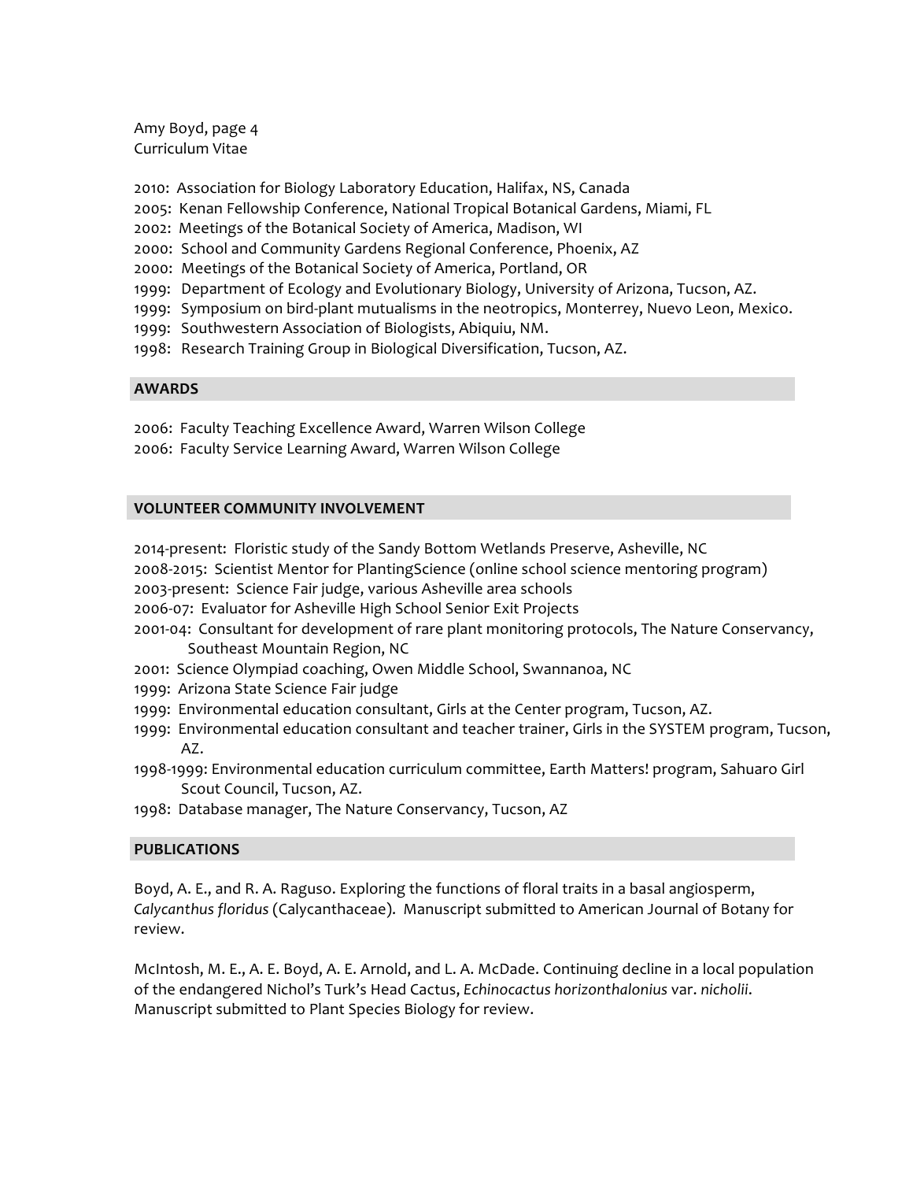2010: Association for Biology Laboratory Education, Halifax, NS, Canada
2005: Kenan Fellowship Conference, National Tropical Botanical Gardens, Miami, FL
2002: Meetings of the Botanical Society of America, Madison, WI
2000: School and Community Gardens Regional Conference, Phoenix, AZ
2000: Meetings of the Botanical Society of America, Portland, OR
1999: Department of Ecology and Evolutionary Biology, University of Arizona, Tucson, AZ.
1999: Symposium on bird-plant mutualisms in the neotropics, Monterrey, Nuevo Leon, Mexico.
1999: Southwestern Association of Biologists, Abiquiu, NM.
1998: Research Training Group in Biological Diversification, Tucson, AZ.

## AWARDS

2006: Faculty Teaching Excellence Award, Warren Wilson College
2006: Faculty Service Learning Award, Warren Wilson College

## VOLUNTEER COMMUNITY INVOLVEMENT

2014-present: Floristic study of the Sandy Bottom Wetlands Preserve, Asheville, NC
2008-2015: Scientist Mentor for PlantingScience (online school science mentoring program)
2003-present: Science Fair judge, various Asheville area schools
2006-07: Evaluator for Asheville High School Senior Exit Projects
2001-04: Consultant for development of rare plant monitoring protocols, The Nature Conservancy, Southeast Mountain Region, NC
2001: Science Olympiad coaching, Owen Middle School, Swannanoa, NC
1999: Arizona State Science Fair judge
1999: Environmental education consultant, Girls at the Center program, Tucson, AZ.
1999: Environmental education consultant and teacher trainer, Girls in the SYSTEM program, Tucson, AZ.
1998-1999: Environmental education curriculum committee, Earth Matters! program, Sahuaro Girl Scout Council, Tucson, AZ.
1998: Database manager, The Nature Conservancy, Tucson, AZ

## PUBLICATIONS

Boyd, A. E., and R. A. Raguso. Exploring the functions of floral traits in a basal angiosperm, *Calycanthus floridus* (Calycanthaceae). Manuscript submitted to American Journal of Botany for review.

McIntosh, M. E., A. E. Boyd, A. E. Arnold, and L. A. McDade. Continuing decline in a local population of the endangered Nichol's Turk's Head Cactus, *Echinocactus horizonthalonius* var. *nicholii*. Manuscript submitted to Plant Species Biology for review.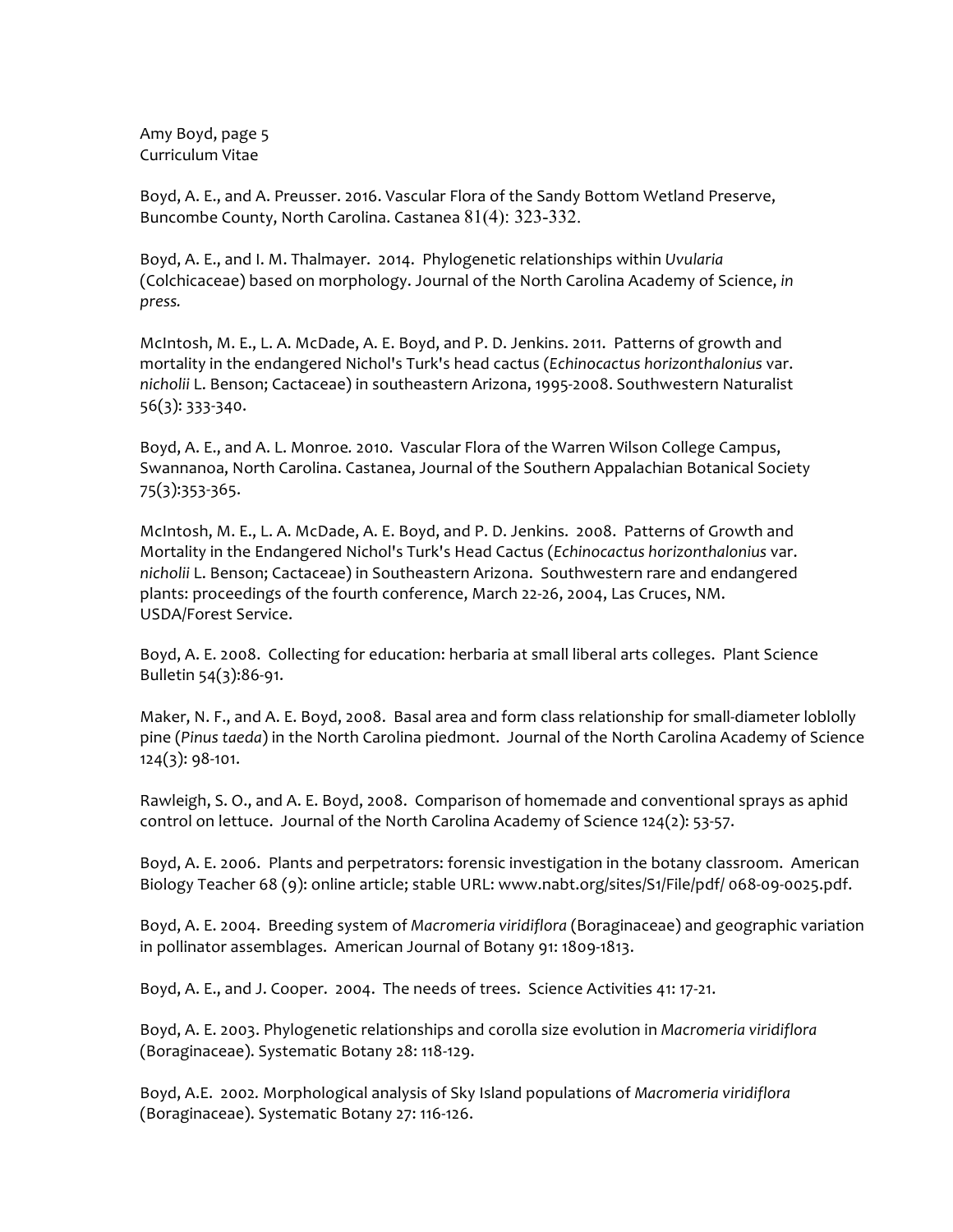Boyd, A. E., and A. Preusser. 2016. Vascular Flora of the Sandy Bottom Wetland Preserve, Buncombe County, North Carolina. Castanea 81(4): 323-332.

Boyd, A. E., and I. M. Thalmayer. 2014. Phylogenetic relationships within *Uvularia* (Colchicaceae) based on morphology. Journal of the North Carolina Academy of Science, *in press.*

McIntosh, M. E., L. A. McDade, A. E. Boyd, and P. D. Jenkins. 2011. Patterns of growth and mortality in the endangered Nichol's Turk's head cactus (*Echinocactus horizonthalonius* var. *nicholii* L. Benson; Cactaceae) in southeastern Arizona, 1995-2008. Southwestern Naturalist 56(3): 333-340.

Boyd, A. E., and A. L. Monroe. 2010. Vascular Flora of the Warren Wilson College Campus, Swannanoa, North Carolina. Castanea, Journal of the Southern Appalachian Botanical Society 75(3):353-365.

McIntosh, M. E., L. A. McDade, A. E. Boyd, and P. D. Jenkins. 2008. Patterns of Growth and Mortality in the Endangered Nichol's Turk's Head Cactus (*Echinocactus horizonthalonius* var. *nicholii* L. Benson; Cactaceae) in Southeastern Arizona. Southwestern rare and endangered plants: proceedings of the fourth conference, March 22-26, 2004, Las Cruces, NM. USDA/Forest Service.

Boyd, A. E. 2008. Collecting for education: herbaria at small liberal arts colleges. Plant Science Bulletin 54(3):86-91.

Maker, N. F., and A. E. Boyd, 2008. Basal area and form class relationship for small-diameter loblolly pine (*Pinus taeda*) in the North Carolina piedmont. Journal of the North Carolina Academy of Science 124(3): 98-101.

Rawleigh, S. O., and A. E. Boyd, 2008. Comparison of homemade and conventional sprays as aphid control on lettuce. Journal of the North Carolina Academy of Science 124(2): 53-57.

Boyd, A. E. 2006. Plants and perpetrators: forensic investigation in the botany classroom. American Biology Teacher 68 (9): online article; stable URL: www.nabt.org/sites/S1/File/pdf/ 068-09-0025.pdf.

Boyd, A. E. 2004. Breeding system of *Macromeria viridiflora* (Boraginaceae) and geographic variation in pollinator assemblages. American Journal of Botany 91: 1809-1813.

Boyd, A. E., and J. Cooper. 2004. The needs of trees. Science Activities 41: 17-21.

Boyd, A. E. 2003. Phylogenetic relationships and corolla size evolution in *Macromeria viridiflora* (Boraginaceae). Systematic Botany 28: 118-129.

Boyd, A.E. 2002. Morphological analysis of Sky Island populations of *Macromeria viridiflora* (Boraginaceae). Systematic Botany 27: 116-126.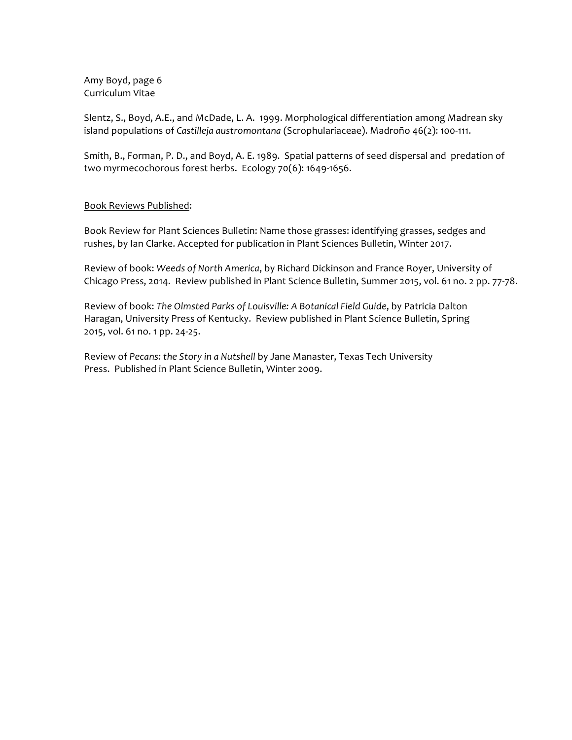Slentz, S., Boyd, A.E., and McDade, L. A.  1999. Morphological differentiation among Madrean sky island populations of *Castilleja austromontana* (Scrophulariaceae). Madroño 46(2): 100-111.

Smith, B., Forman, P. D., and Boyd, A. E. 1989.  Spatial patterns of seed dispersal and  predation of two myrmecochorous forest herbs.  Ecology 70(6): 1649-1656.

<u>Book Reviews Published</u>:

Book Review for Plant Sciences Bulletin: Name those grasses: identifying grasses, sedges and rushes, by Ian Clarke. Accepted for publication in Plant Sciences Bulletin, Winter 2017.

Review of book: *Weeds of North America*, by Richard Dickinson and France Royer, University of Chicago Press, 2014.  Review published in Plant Science Bulletin, Summer 2015, vol. 61 no. 2 pp. 77-78.

Review of book: *The Olmsted Parks of Louisville: A Botanical Field Guide*, by Patricia Dalton Haragan, University Press of Kentucky.  Review published in Plant Science Bulletin, Spring 2015, vol. 61 no. 1 pp. 24-25.

Review of *Pecans: the Story in a Nutshell* by Jane Manaster, Texas Tech University Press.  Published in Plant Science Bulletin, Winter 2009.